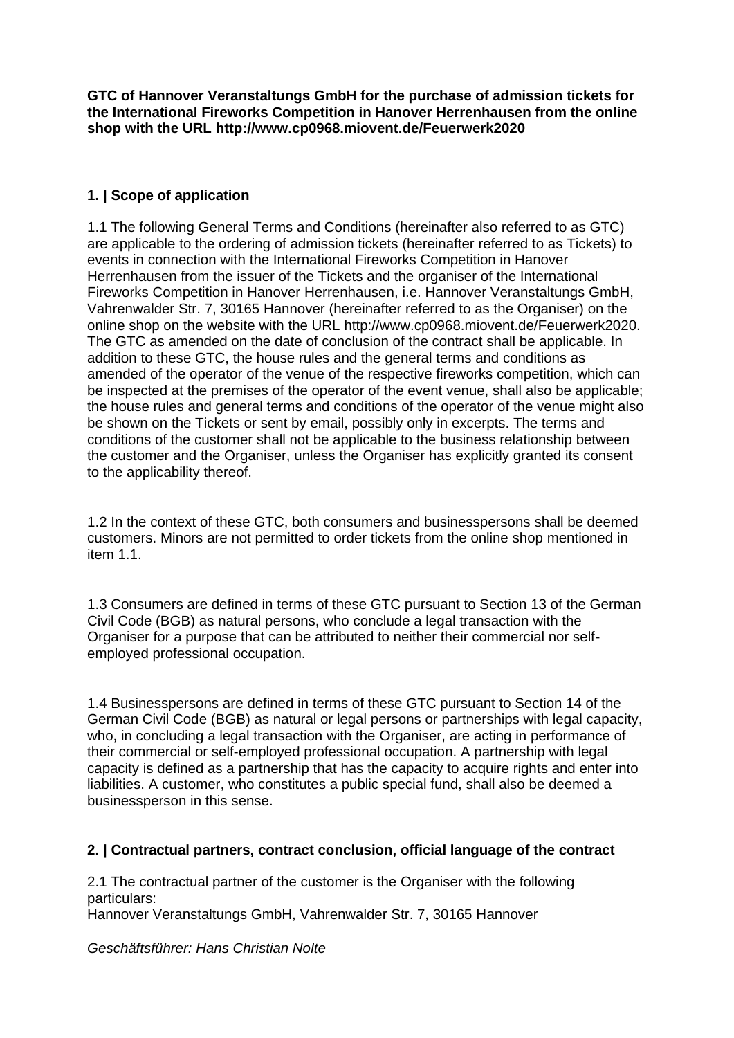**GTC of Hannover Veranstaltungs GmbH for the purchase of admission tickets for the International Fireworks Competition in Hanover Herrenhausen from the online shop with the URL http://www.cp0968.miovent.de/Feuerwerk2020**

## 1. | Scope of application

1.1 The following General Terms and Conditions (hereinafter also referred to as GTC) are applicable to the ordering of admission tickets (hereinafter referred to as Tickets) to events in connection with the International Fireworks Competition in Hanover Herrenhausen from the issuer of the Tickets and the organiser of the International Fireworks Competition in Hanover Herrenhausen, i.e. Hannover Veranstaltungs GmbH, Vahrenwalder Str. 7, 30165 Hannover (hereinafter referred to as the Organiser) on the online shop on the website with the URL http://www.cp0968.miovent.de/Feuerwerk2020. The GTC as amended on the date of conclusion of the contract shall be applicable. In addition to these GTC, the house rules and the general terms and conditions as amended of the operator of the venue of the respective fireworks competition, which can be inspected at the premises of the operator of the event venue, shall also be applicable; the house rules and general terms and conditions of the operator of the venue might also be shown on the Tickets or sent by email, possibly only in excerpts. The terms and conditions of the customer shall not be applicable to the business relationship between the customer and the Organiser, unless the Organiser has explicitly granted its consent to the applicability thereof.

1.2 In the context of these GTC, both consumers and businesspersons shall be deemed customers. Minors are not permitted to order tickets from the online shop mentioned in item 1.1.

1.3 Consumers are defined in terms of these GTC pursuant to Section 13 of the German Civil Code (BGB) as natural persons, who conclude a legal transaction with the Organiser for a purpose that can be attributed to neither their commercial nor self-employed professional occupation.

1.4 Businesspersons are defined in terms of these GTC pursuant to Section 14 of the German Civil Code (BGB) as natural or legal persons or partnerships with legal capacity, who, in concluding a legal transaction with the Organiser, are acting in performance of their commercial or self-employed professional occupation. A partnership with legal capacity is defined as a partnership that has the capacity to acquire rights and enter into liabilities. A customer, who constitutes a public special fund, shall also be deemed a businessperson in this sense.

## 2. | Contractual partners, contract conclusion, official language of the contract

2.1 The contractual partner of the customer is the Organiser with the following particulars:
Hannover Veranstaltungs GmbH, Vahrenwalder Str. 7, 30165 Hannover

*Geschäftsführer: Hans Christian Nolte*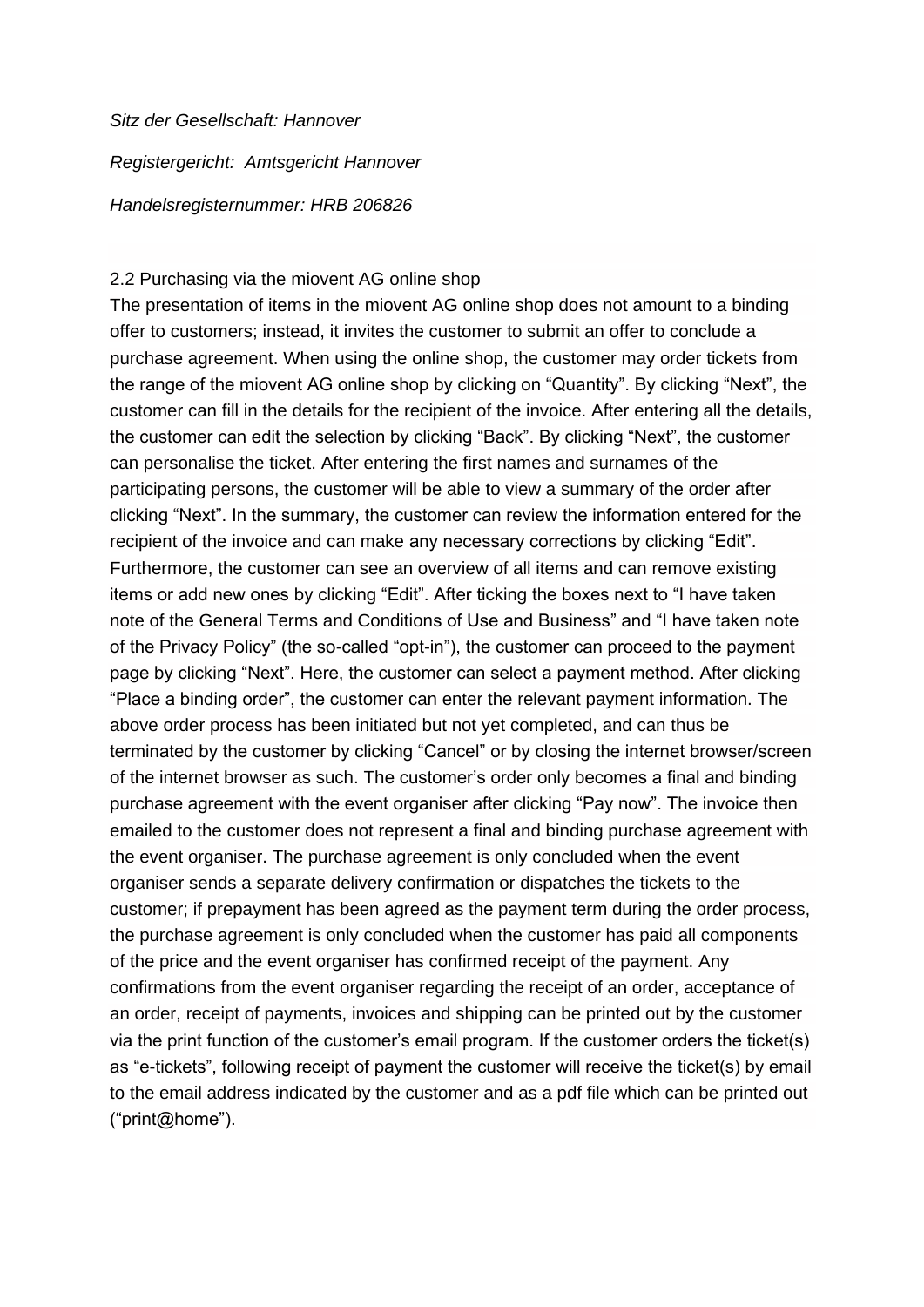*Sitz der Gesellschaft: Hannover*

*Registergericht: Amtsgericht Hannover*

*Handelsregisternummer: HRB 206826*

2.2 Purchasing via the miovent AG online shop

The presentation of items in the miovent AG online shop does not amount to a binding offer to customers; instead, it invites the customer to submit an offer to conclude a purchase agreement. When using the online shop, the customer may order tickets from the range of the miovent AG online shop by clicking on "Quantity". By clicking "Next", the customer can fill in the details for the recipient of the invoice. After entering all the details, the customer can edit the selection by clicking "Back". By clicking "Next", the customer can personalise the ticket. After entering the first names and surnames of the participating persons, the customer will be able to view a summary of the order after clicking "Next". In the summary, the customer can review the information entered for the recipient of the invoice and can make any necessary corrections by clicking "Edit". Furthermore, the customer can see an overview of all items and can remove existing items or add new ones by clicking "Edit". After ticking the boxes next to "I have taken note of the General Terms and Conditions of Use and Business" and "I have taken note of the Privacy Policy" (the so-called "opt-in"), the customer can proceed to the payment page by clicking "Next". Here, the customer can select a payment method. After clicking "Place a binding order", the customer can enter the relevant payment information. The above order process has been initiated but not yet completed, and can thus be terminated by the customer by clicking "Cancel" or by closing the internet browser/screen of the internet browser as such. The customer's order only becomes a final and binding purchase agreement with the event organiser after clicking "Pay now". The invoice then emailed to the customer does not represent a final and binding purchase agreement with the event organiser. The purchase agreement is only concluded when the event organiser sends a separate delivery confirmation or dispatches the tickets to the customer; if prepayment has been agreed as the payment term during the order process, the purchase agreement is only concluded when the customer has paid all components of the price and the event organiser has confirmed receipt of the payment. Any confirmations from the event organiser regarding the receipt of an order, acceptance of an order, receipt of payments, invoices and shipping can be printed out by the customer via the print function of the customer's email program. If the customer orders the ticket(s) as "e-tickets", following receipt of payment the customer will receive the ticket(s) by email to the email address indicated by the customer and as a pdf file which can be printed out ("print@home").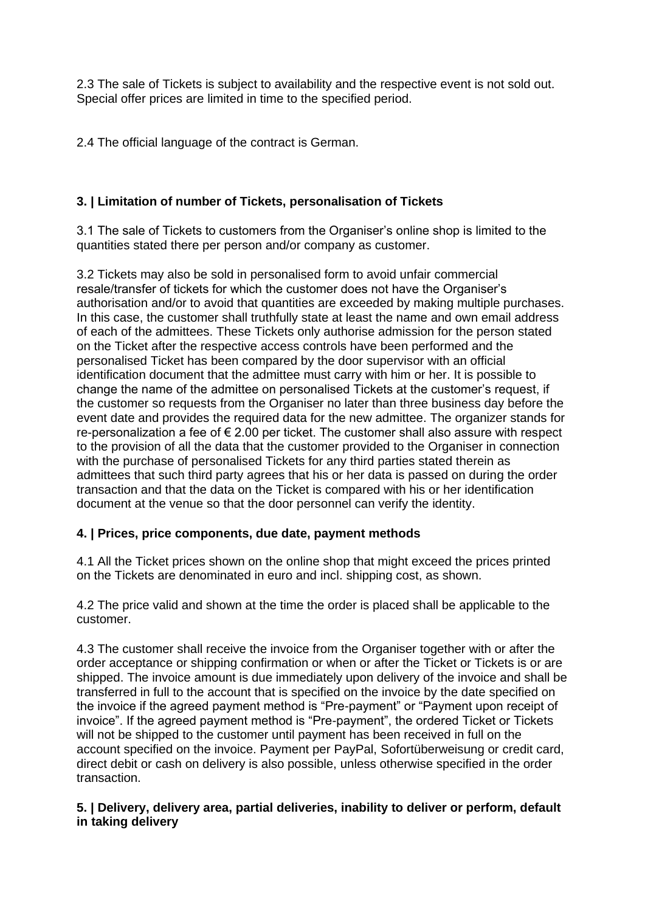2.3 The sale of Tickets is subject to availability and the respective event is not sold out. Special offer prices are limited in time to the specified period.

2.4 The official language of the contract is German.

## 3. | Limitation of number of Tickets, personalisation of Tickets

3.1 The sale of Tickets to customers from the Organiser's online shop is limited to the quantities stated there per person and/or company as customer.

3.2 Tickets may also be sold in personalised form to avoid unfair commercial resale/transfer of tickets for which the customer does not have the Organiser's authorisation and/or to avoid that quantities are exceeded by making multiple purchases. In this case, the customer shall truthfully state at least the name and own email address of each of the admittees. These Tickets only authorise admission for the person stated on the Ticket after the respective access controls have been performed and the personalised Ticket has been compared by the door supervisor with an official identification document that the admittee must carry with him or her. It is possible to change the name of the admittee on personalised Tickets at the customer's request, if the customer so requests from the Organiser no later than three business day before the event date and provides the required data for the new admittee. The organizer stands for re-personalization a fee of € 2.00 per ticket. The customer shall also assure with respect to the provision of all the data that the customer provided to the Organiser in connection with the purchase of personalised Tickets for any third parties stated therein as admittees that such third party agrees that his or her data is passed on during the order transaction and that the data on the Ticket is compared with his or her identification document at the venue so that the door personnel can verify the identity.

## 4. | Prices, price components, due date, payment methods

4.1 All the Ticket prices shown on the online shop that might exceed the prices printed on the Tickets are denominated in euro and incl. shipping cost, as shown.

4.2 The price valid and shown at the time the order is placed shall be applicable to the customer.

4.3 The customer shall receive the invoice from the Organiser together with or after the order acceptance or shipping confirmation or when or after the Ticket or Tickets is or are shipped. The invoice amount is due immediately upon delivery of the invoice and shall be transferred in full to the account that is specified on the invoice by the date specified on the invoice if the agreed payment method is "Pre-payment" or "Payment upon receipt of invoice". If the agreed payment method is "Pre-payment", the ordered Ticket or Tickets will not be shipped to the customer until payment has been received in full on the account specified on the invoice. Payment per PayPal, Sofortüberweisung or credit card, direct debit or cash on delivery is also possible, unless otherwise specified in the order transaction.

## 5. | Delivery, delivery area, partial deliveries, inability to deliver or perform, default in taking delivery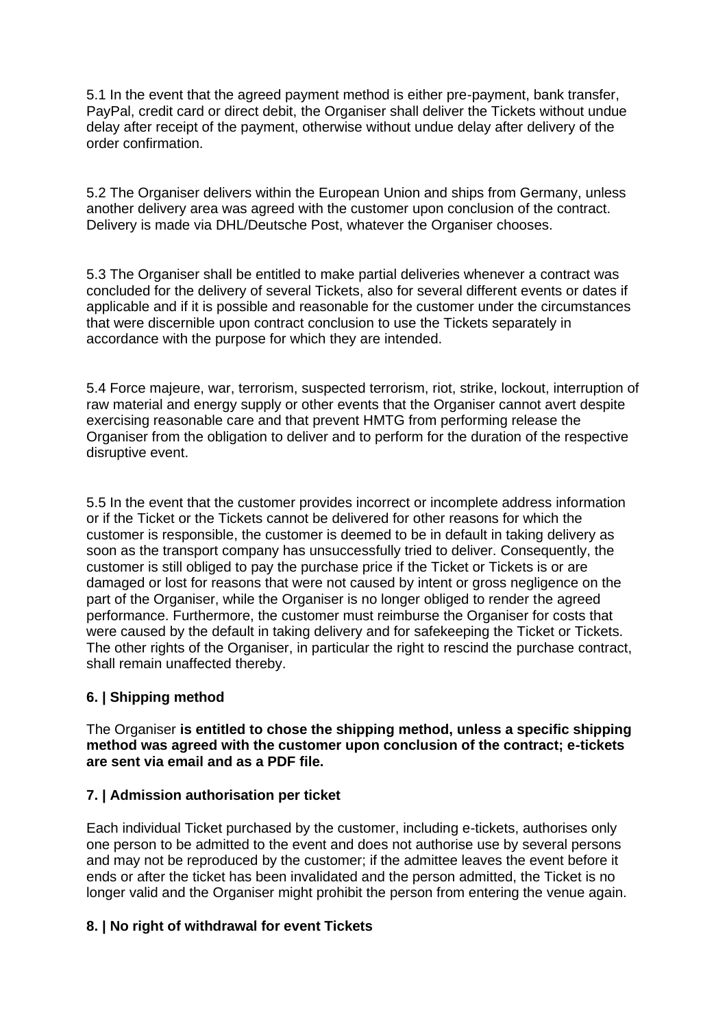5.1 In the event that the agreed payment method is either pre-payment, bank transfer, PayPal, credit card or direct debit, the Organiser shall deliver the Tickets without undue delay after receipt of the payment, otherwise without undue delay after delivery of the order confirmation.

5.2 The Organiser delivers within the European Union and ships from Germany, unless another delivery area was agreed with the customer upon conclusion of the contract. Delivery is made via DHL/Deutsche Post, whatever the Organiser chooses.

5.3 The Organiser shall be entitled to make partial deliveries whenever a contract was concluded for the delivery of several Tickets, also for several different events or dates if applicable and if it is possible and reasonable for the customer under the circumstances that were discernible upon contract conclusion to use the Tickets separately in accordance with the purpose for which they are intended.

5.4 Force majeure, war, terrorism, suspected terrorism, riot, strike, lockout, interruption of raw material and energy supply or other events that the Organiser cannot avert despite exercising reasonable care and that prevent HMTG from performing release the Organiser from the obligation to deliver and to perform for the duration of the respective disruptive event.

5.5 In the event that the customer provides incorrect or incomplete address information or if the Ticket or the Tickets cannot be delivered for other reasons for which the customer is responsible, the customer is deemed to be in default in taking delivery as soon as the transport company has unsuccessfully tried to deliver. Consequently, the customer is still obliged to pay the purchase price if the Ticket or Tickets is or are damaged or lost for reasons that were not caused by intent or gross negligence on the part of the Organiser, while the Organiser is no longer obliged to render the agreed performance. Furthermore, the customer must reimburse the Organiser for costs that were caused by the default in taking delivery and for safekeeping the Ticket or Tickets. The other rights of the Organiser, in particular the right to rescind the purchase contract, shall remain unaffected thereby.

### 6. | Shipping method

The Organiser **is entitled to chose the shipping method, unless a specific shipping method was agreed with the customer upon conclusion of the contract; e-tickets are sent via email and as a PDF file.**

### 7. | Admission authorisation per ticket

Each individual Ticket purchased by the customer, including e-tickets, authorises only one person to be admitted to the event and does not authorise use by several persons and may not be reproduced by the customer; if the admittee leaves the event before it ends or after the ticket has been invalidated and the person admitted, the Ticket is no longer valid and the Organiser might prohibit the person from entering the venue again.

### 8. | No right of withdrawal for event Tickets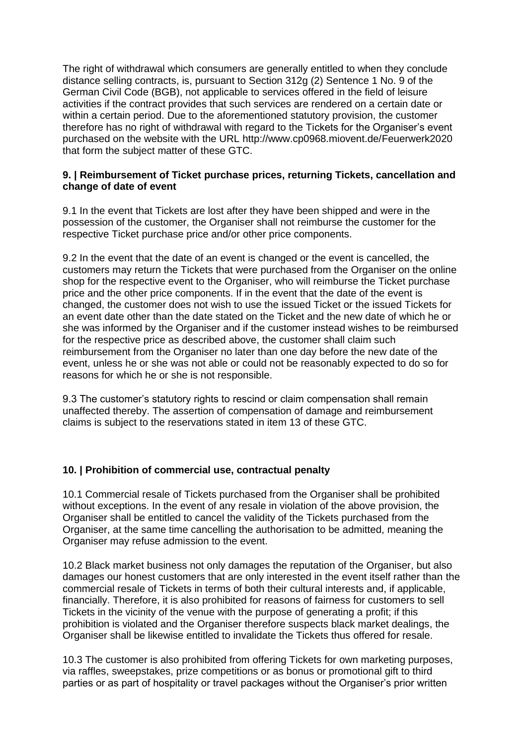The right of withdrawal which consumers are generally entitled to when they conclude distance selling contracts, is, pursuant to Section 312g (2) Sentence 1 No. 9 of the German Civil Code (BGB), not applicable to services offered in the field of leisure activities if the contract provides that such services are rendered on a certain date or within a certain period. Due to the aforementioned statutory provision, the customer therefore has no right of withdrawal with regard to the Tickets for the Organiser's event purchased on the website with the URL http://www.cp0968.miovent.de/Feuerwerk2020 that form the subject matter of these GTC.

### 9. | Reimbursement of Ticket purchase prices, returning Tickets, cancellation and change of date of event

9.1 In the event that Tickets are lost after they have been shipped and were in the possession of the customer, the Organiser shall not reimburse the customer for the respective Ticket purchase price and/or other price components.

9.2 In the event that the date of an event is changed or the event is cancelled, the customers may return the Tickets that were purchased from the Organiser on the online shop for the respective event to the Organiser, who will reimburse the Ticket purchase price and the other price components. If in the event that the date of the event is changed, the customer does not wish to use the issued Ticket or the issued Tickets for an event date other than the date stated on the Ticket and the new date of which he or she was informed by the Organiser and if the customer instead wishes to be reimbursed for the respective price as described above, the customer shall claim such reimbursement from the Organiser no later than one day before the new date of the event, unless he or she was not able or could not be reasonably expected to do so for reasons for which he or she is not responsible.

9.3 The customer's statutory rights to rescind or claim compensation shall remain unaffected thereby. The assertion of compensation of damage and reimbursement claims is subject to the reservations stated in item 13 of these GTC.

### 10. | Prohibition of commercial use, contractual penalty

10.1 Commercial resale of Tickets purchased from the Organiser shall be prohibited without exceptions. In the event of any resale in violation of the above provision, the Organiser shall be entitled to cancel the validity of the Tickets purchased from the Organiser, at the same time cancelling the authorisation to be admitted, meaning the Organiser may refuse admission to the event.

10.2 Black market business not only damages the reputation of the Organiser, but also damages our honest customers that are only interested in the event itself rather than the commercial resale of Tickets in terms of both their cultural interests and, if applicable, financially. Therefore, it is also prohibited for reasons of fairness for customers to sell Tickets in the vicinity of the venue with the purpose of generating a profit; if this prohibition is violated and the Organiser therefore suspects black market dealings, the Organiser shall be likewise entitled to invalidate the Tickets thus offered for resale.

10.3 The customer is also prohibited from offering Tickets for own marketing purposes, via raffles, sweepstakes, prize competitions or as bonus or promotional gift to third parties or as part of hospitality or travel packages without the Organiser's prior written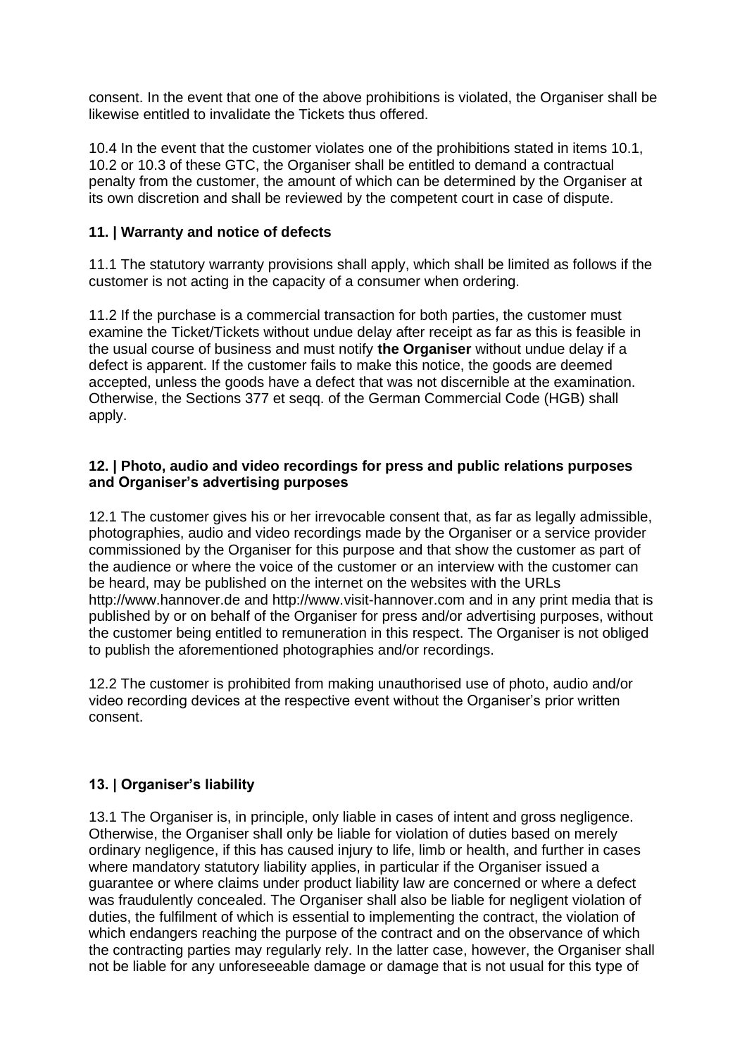consent. In the event that one of the above prohibitions is violated, the Organiser shall be likewise entitled to invalidate the Tickets thus offered.

10.4 In the event that the customer violates one of the prohibitions stated in items 10.1, 10.2 or 10.3 of these GTC, the Organiser shall be entitled to demand a contractual penalty from the customer, the amount of which can be determined by the Organiser at its own discretion and shall be reviewed by the competent court in case of dispute.

### 11. | Warranty and notice of defects

11.1 The statutory warranty provisions shall apply, which shall be limited as follows if the customer is not acting in the capacity of a consumer when ordering.

11.2 If the purchase is a commercial transaction for both parties, the customer must examine the Ticket/Tickets without undue delay after receipt as far as this is feasible in the usual course of business and must notify **the Organiser** without undue delay if a defect is apparent. If the customer fails to make this notice, the goods are deemed accepted, unless the goods have a defect that was not discernible at the examination. Otherwise, the Sections 377 et seqq. of the German Commercial Code (HGB) shall apply.

### 12. | Photo, audio and video recordings for press and public relations purposes and Organiser's advertising purposes

12.1 The customer gives his or her irrevocable consent that, as far as legally admissible, photographies, audio and video recordings made by the Organiser or a service provider commissioned by the Organiser for this purpose and that show the customer as part of the audience or where the voice of the customer or an interview with the customer can be heard, may be published on the internet on the websites with the URLs http://www.hannover.de and http://www.visit-hannover.com and in any print media that is published by or on behalf of the Organiser for press and/or advertising purposes, without the customer being entitled to remuneration in this respect. The Organiser is not obliged to publish the aforementioned photographies and/or recordings.

12.2 The customer is prohibited from making unauthorised use of photo, audio and/or video recording devices at the respective event without the Organiser's prior written consent.

### 13. | Organiser's liability

13.1 The Organiser is, in principle, only liable in cases of intent and gross negligence. Otherwise, the Organiser shall only be liable for violation of duties based on merely ordinary negligence, if this has caused injury to life, limb or health, and further in cases where mandatory statutory liability applies, in particular if the Organiser issued a guarantee or where claims under product liability law are concerned or where a defect was fraudulently concealed. The Organiser shall also be liable for negligent violation of duties, the fulfilment of which is essential to implementing the contract, the violation of which endangers reaching the purpose of the contract and on the observance of which the contracting parties may regularly rely. In the latter case, however, the Organiser shall not be liable for any unforeseeable damage or damage that is not usual for this type of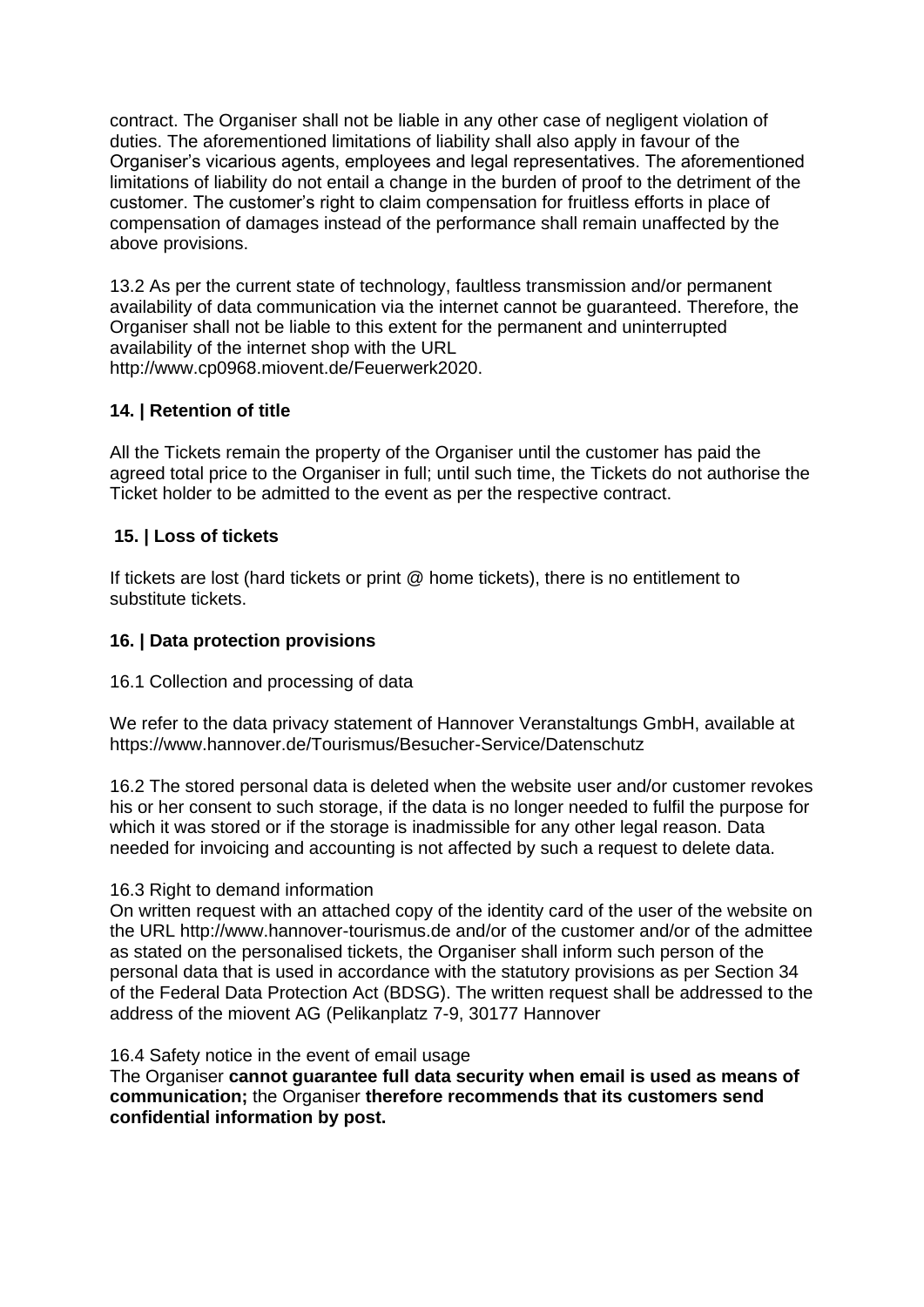contract. The Organiser shall not be liable in any other case of negligent violation of duties. The aforementioned limitations of liability shall also apply in favour of the Organiser's vicarious agents, employees and legal representatives. The aforementioned limitations of liability do not entail a change in the burden of proof to the detriment of the customer. The customer's right to claim compensation for fruitless efforts in place of compensation of damages instead of the performance shall remain unaffected by the above provisions.

13.2 As per the current state of technology, faultless transmission and/or permanent availability of data communication via the internet cannot be guaranteed. Therefore, the Organiser shall not be liable to this extent for the permanent and uninterrupted availability of the internet shop with the URL http://www.cp0968.miovent.de/Feuerwerk2020.

**14. | Retention of title**

All the Tickets remain the property of the Organiser until the customer has paid the agreed total price to the Organiser in full; until such time, the Tickets do not authorise the Ticket holder to be admitted to the event as per the respective contract.

**15. | Loss of tickets**

If tickets are lost (hard tickets or print @ home tickets), there is no entitlement to substitute tickets.

**16. | Data protection provisions**

16.1 Collection and processing of data

We refer to the data privacy statement of Hannover Veranstaltungs GmbH, available at https://www.hannover.de/Tourismus/Besucher-Service/Datenschutz

16.2 The stored personal data is deleted when the website user and/or customer revokes his or her consent to such storage, if the data is no longer needed to fulfil the purpose for which it was stored or if the storage is inadmissible for any other legal reason. Data needed for invoicing and accounting is not affected by such a request to delete data.

16.3 Right to demand information
On written request with an attached copy of the identity card of the user of the website on the URL http://www.hannover-tourismus.de and/or of the customer and/or of the admittee as stated on the personalised tickets, the Organiser shall inform such person of the personal data that is used in accordance with the statutory provisions as per Section 34 of the Federal Data Protection Act (BDSG). The written request shall be addressed to the address of the miovent AG (Pelikanplatz 7-9, 30177 Hannover

16.4 Safety notice in the event of email usage
The Organiser **cannot guarantee full data security when email is used as means of communication;** the Organiser **therefore recommends that its customers send confidential information by post.**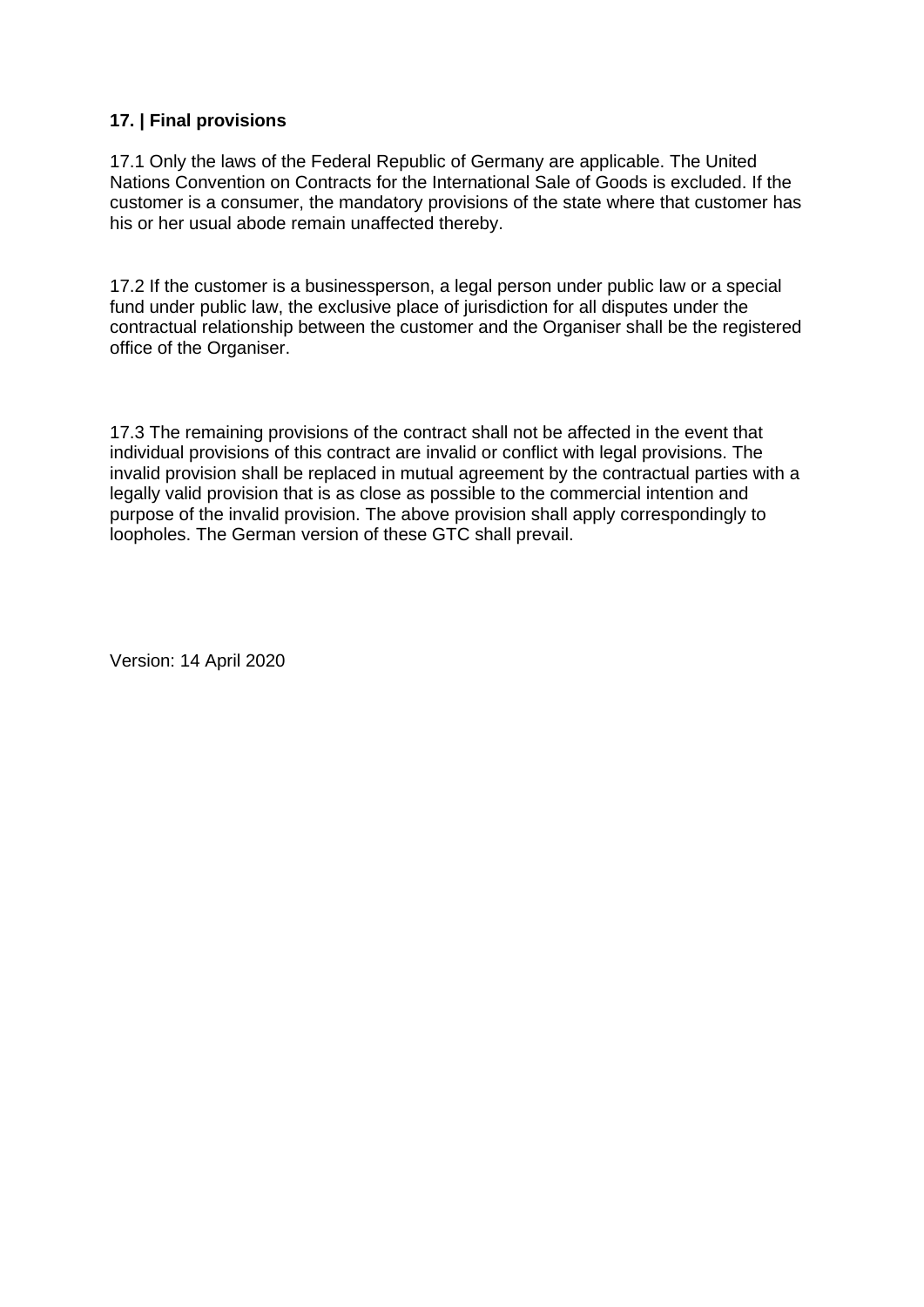## 17. | Final provisions

17.1 Only the laws of the Federal Republic of Germany are applicable. The United Nations Convention on Contracts for the International Sale of Goods is excluded. If the customer is a consumer, the mandatory provisions of the state where that customer has his or her usual abode remain unaffected thereby.

17.2 If the customer is a businessperson, a legal person under public law or a special fund under public law, the exclusive place of jurisdiction for all disputes under the contractual relationship between the customer and the Organiser shall be the registered office of the Organiser.

17.3 The remaining provisions of the contract shall not be affected in the event that individual provisions of this contract are invalid or conflict with legal provisions. The invalid provision shall be replaced in mutual agreement by the contractual parties with a legally valid provision that is as close as possible to the commercial intention and purpose of the invalid provision. The above provision shall apply correspondingly to loopholes. The German version of these GTC shall prevail.

Version: 14 April 2020